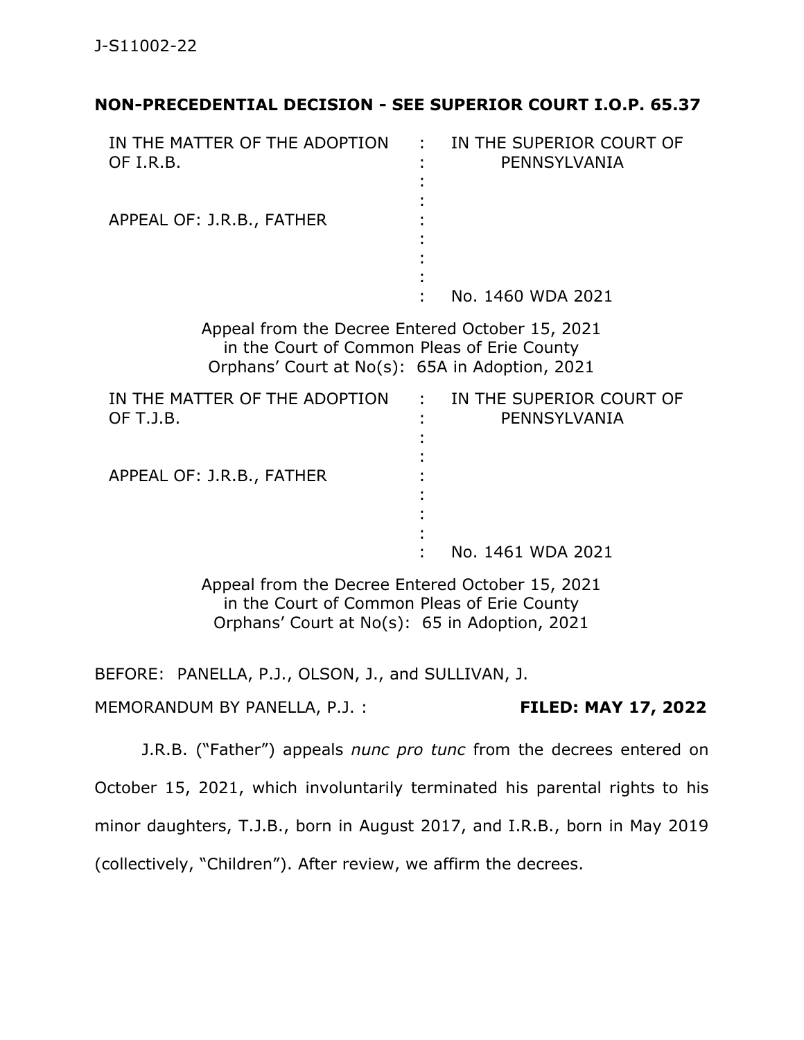J-S11002-22

**NON-PRECEDENTIAL DECISION - SEE SUPERIOR COURT I.O.P. 65.37**

| | | |
|---|---|---|
| IN THE MATTER OF THE ADOPTION OF I.R.B. | : | IN THE SUPERIOR COURT OF PENNSYLVANIA |
| APPEAL OF: J.R.B., FATHER | : | |
| | : | No. 1460 WDA 2021 |

Appeal from the Decree Entered October 15, 2021
in the Court of Common Pleas of Erie County
Orphans' Court at No(s): 65A in Adoption, 2021

| | | |
|---|---|---|
| IN THE MATTER OF THE ADOPTION OF T.J.B. | : | IN THE SUPERIOR COURT OF PENNSYLVANIA |
| APPEAL OF: J.R.B., FATHER | : | |
| | : | No. 1461 WDA 2021 |

Appeal from the Decree Entered October 15, 2021
in the Court of Common Pleas of Erie County
Orphans' Court at No(s): 65 in Adoption, 2021

BEFORE: PANELLA, P.J., OLSON, J., and SULLIVAN, J.

MEMORANDUM BY PANELLA, P.J. : **FILED: MAY 17, 2022**

J.R.B. ("Father") appeals *nunc pro tunc* from the decrees entered on October 15, 2021, which involuntarily terminated his parental rights to his minor daughters, T.J.B., born in August 2017, and I.R.B., born in May 2019 (collectively, "Children"). After review, we affirm the decrees.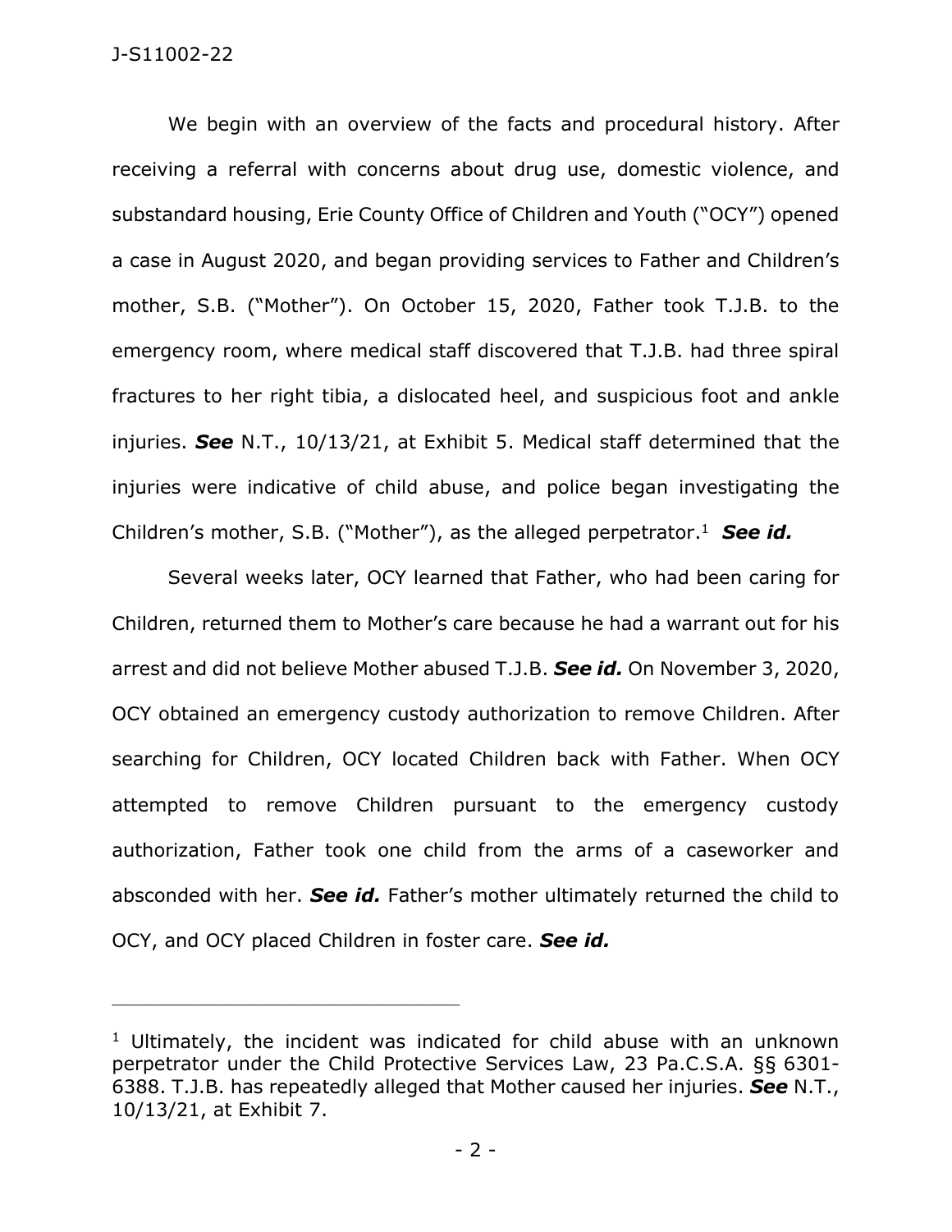We begin with an overview of the facts and procedural history. After receiving a referral with concerns about drug use, domestic violence, and substandard housing, Erie County Office of Children and Youth ("OCY") opened a case in August 2020, and began providing services to Father and Children's mother, S.B. ("Mother"). On October 15, 2020, Father took T.J.B. to the emergency room, where medical staff discovered that T.J.B. had three spiral fractures to her right tibia, a dislocated heel, and suspicious foot and ankle injuries. ***See*** N.T., 10/13/21, at Exhibit 5. Medical staff determined that the injuries were indicative of child abuse, and police began investigating the Children's mother, S.B. ("Mother"), as the alleged perpetrator.[1] ***See id.***

Several weeks later, OCY learned that Father, who had been caring for Children, returned them to Mother's care because he had a warrant out for his arrest and did not believe Mother abused T.J.B. ***See id.*** On November 3, 2020, OCY obtained an emergency custody authorization to remove Children. After searching for Children, OCY located Children back with Father. When OCY attempted to remove Children pursuant to the emergency custody authorization, Father took one child from the arms of a caseworker and absconded with her. ***See id.*** Father's mother ultimately returned the child to OCY, and OCY placed Children in foster care. ***See id.***

---

[1] Ultimately, the incident was indicated for child abuse with an unknown perpetrator under the Child Protective Services Law, 23 Pa.C.S.A. §§ 6301-6388. T.J.B. has repeatedly alleged that Mother caused her injuries. ***See*** N.T., 10/13/21, at Exhibit 7.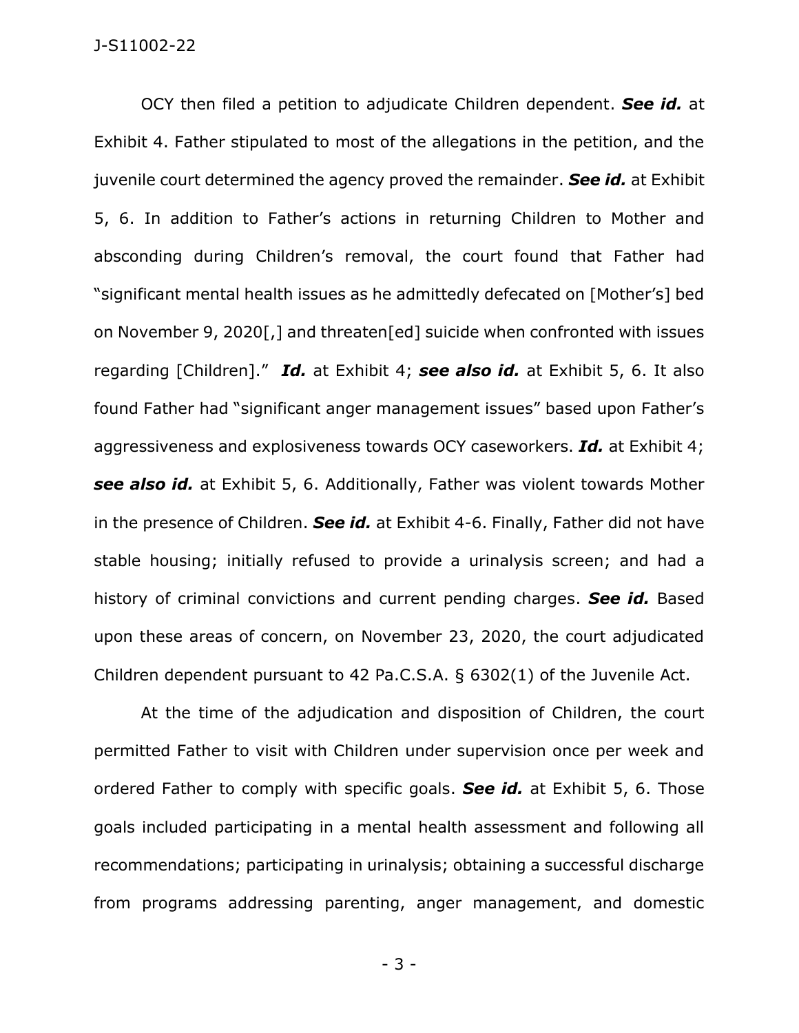OCY then filed a petition to adjudicate Children dependent. ***See id.*** at Exhibit 4. Father stipulated to most of the allegations in the petition, and the juvenile court determined the agency proved the remainder. ***See id.*** at Exhibit 5, 6. In addition to Father's actions in returning Children to Mother and absconding during Children's removal, the court found that Father had "significant mental health issues as he admittedly defecated on [Mother's] bed on November 9, 2020[,] and threaten[ed] suicide when confronted with issues regarding [Children]." ***Id.*** at Exhibit 4; ***see also id.*** at Exhibit 5, 6. It also found Father had "significant anger management issues" based upon Father's aggressiveness and explosiveness towards OCY caseworkers. ***Id.*** at Exhibit 4; ***see also id.*** at Exhibit 5, 6. Additionally, Father was violent towards Mother in the presence of Children. ***See id.*** at Exhibit 4-6. Finally, Father did not have stable housing; initially refused to provide a urinalysis screen; and had a history of criminal convictions and current pending charges. ***See id.*** Based upon these areas of concern, on November 23, 2020, the court adjudicated Children dependent pursuant to 42 Pa.C.S.A. § 6302(1) of the Juvenile Act.

At the time of the adjudication and disposition of Children, the court permitted Father to visit with Children under supervision once per week and ordered Father to comply with specific goals. ***See id.*** at Exhibit 5, 6. Those goals included participating in a mental health assessment and following all recommendations; participating in urinalysis; obtaining a successful discharge from programs addressing parenting, anger management, and domestic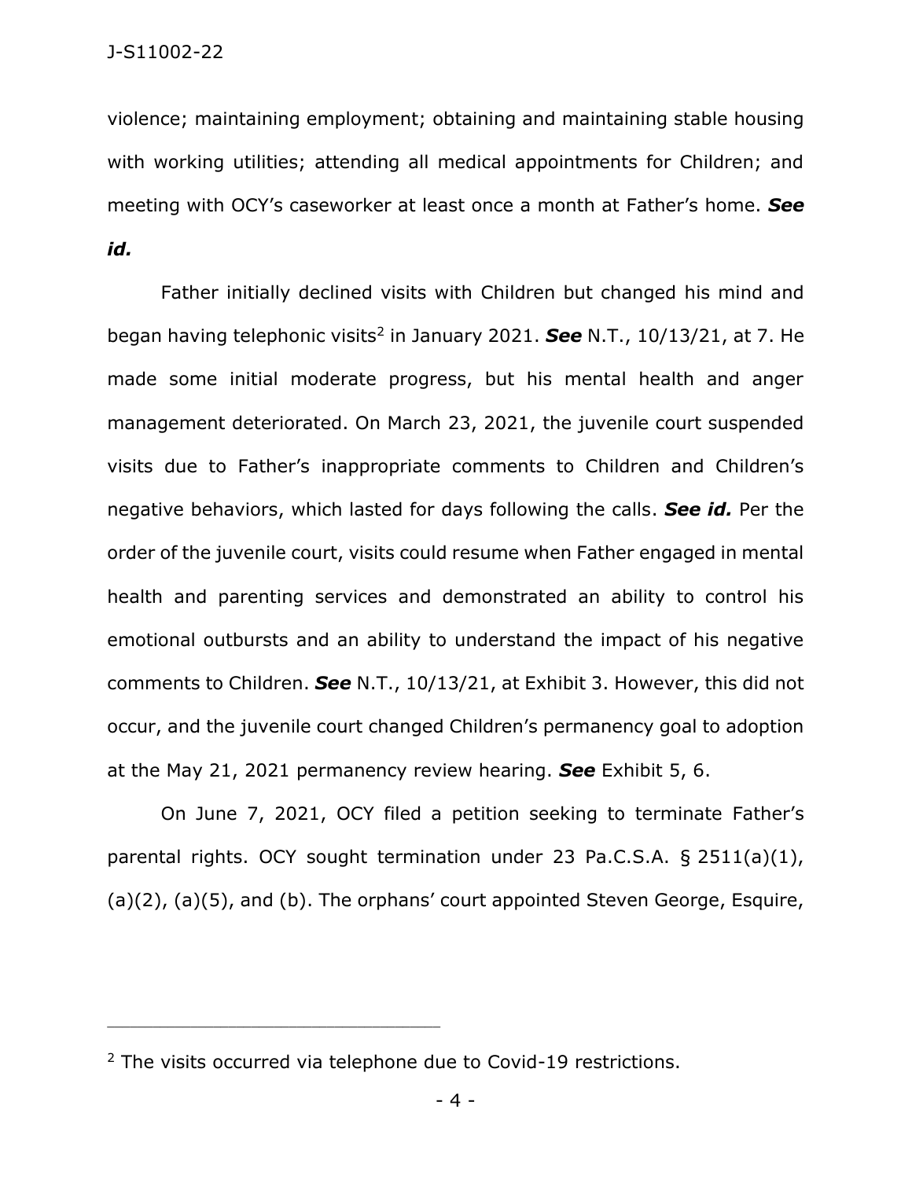violence; maintaining employment; obtaining and maintaining stable housing with working utilities; attending all medical appointments for Children; and meeting with OCY's caseworker at least once a month at Father's home. ***See id.***

Father initially declined visits with Children but changed his mind and began having telephonic visits[2] in January 2021. ***See*** N.T., 10/13/21, at 7. He made some initial moderate progress, but his mental health and anger management deteriorated. On March 23, 2021, the juvenile court suspended visits due to Father's inappropriate comments to Children and Children's negative behaviors, which lasted for days following the calls. ***See id.*** Per the order of the juvenile court, visits could resume when Father engaged in mental health and parenting services and demonstrated an ability to control his emotional outbursts and an ability to understand the impact of his negative comments to Children. ***See*** N.T., 10/13/21, at Exhibit 3. However, this did not occur, and the juvenile court changed Children's permanency goal to adoption at the May 21, 2021 permanency review hearing. ***See*** Exhibit 5, 6.

On June 7, 2021, OCY filed a petition seeking to terminate Father's parental rights. OCY sought termination under 23 Pa.C.S.A. § 2511(a)(1), (a)(2), (a)(5), and (b). The orphans' court appointed Steven George, Esquire,

---

[2] The visits occurred via telephone due to Covid-19 restrictions.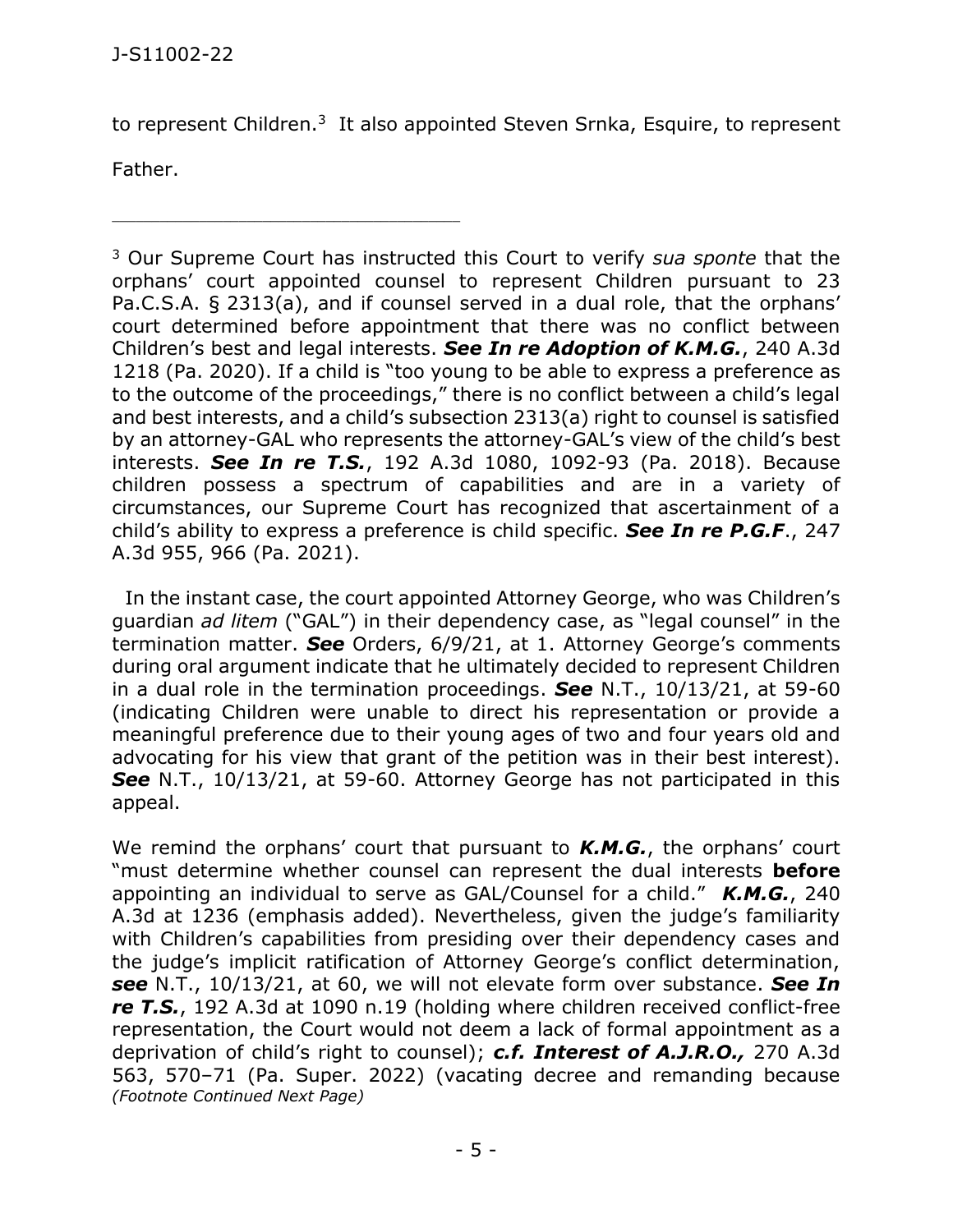to represent Children.[3] It also appointed Steven Srnka, Esquire, to represent Father.

---

[3] Our Supreme Court has instructed this Court to verify *sua sponte* that the orphans' court appointed counsel to represent Children pursuant to 23 Pa.C.S.A. § 2313(a), and if counsel served in a dual role, that the orphans' court determined before appointment that there was no conflict between Children's best and legal interests. ***See In re Adoption of K.M.G.***, 240 A.3d 1218 (Pa. 2020). If a child is "too young to be able to express a preference as to the outcome of the proceedings," there is no conflict between a child's legal and best interests, and a child's subsection 2313(a) right to counsel is satisfied by an attorney-GAL who represents the attorney-GAL's view of the child's best interests. ***See In re T.S.***, 192 A.3d 1080, 1092-93 (Pa. 2018). Because children possess a spectrum of capabilities and are in a variety of circumstances, our Supreme Court has recognized that ascertainment of a child's ability to express a preference is child specific. ***See In re P.G.F***., 247 A.3d 955, 966 (Pa. 2021).

In the instant case, the court appointed Attorney George, who was Children's guardian *ad litem* ("GAL") in their dependency case, as "legal counsel" in the termination matter. ***See*** Orders, 6/9/21, at 1. Attorney George's comments during oral argument indicate that he ultimately decided to represent Children in a dual role in the termination proceedings. ***See*** N.T., 10/13/21, at 59-60 (indicating Children were unable to direct his representation or provide a meaningful preference due to their young ages of two and four years old and advocating for his view that grant of the petition was in their best interest). ***See*** N.T., 10/13/21, at 59-60. Attorney George has not participated in this appeal.

We remind the orphans' court that pursuant to ***K.M.G.***, the orphans' court "must determine whether counsel can represent the dual interests **before** appointing an individual to serve as GAL/Counsel for a child." ***K.M.G.***, 240 A.3d at 1236 (emphasis added). Nevertheless, given the judge's familiarity with Children's capabilities from presiding over their dependency cases and the judge's implicit ratification of Attorney George's conflict determination, ***see*** N.T., 10/13/21, at 60, we will not elevate form over substance. ***See In re T.S.***, 192 A.3d at 1090 n.19 (holding where children received conflict-free representation, the Court would not deem a lack of formal appointment as a deprivation of child's right to counsel); ***c.f. Interest of A.J.R.O.,*** 270 A.3d 563, 570–71 (Pa. Super. 2022) (vacating decree and remanding because

*(Footnote Continued Next Page)*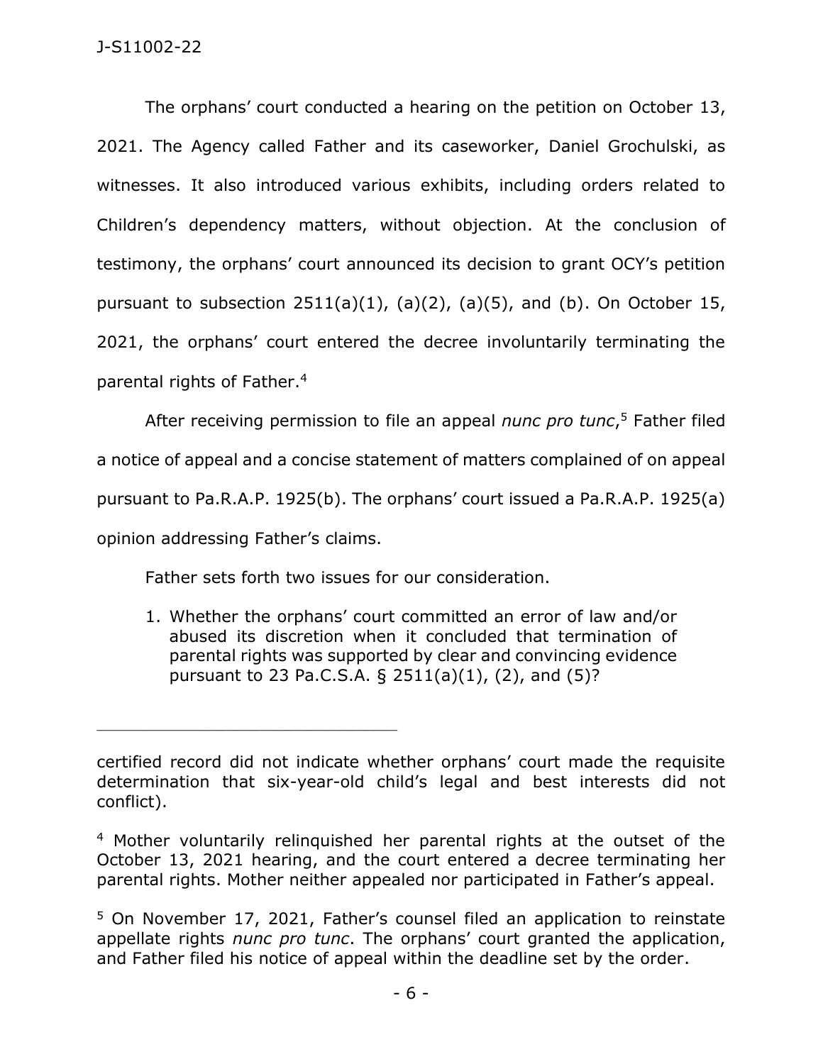The orphans' court conducted a hearing on the petition on October 13, 2021. The Agency called Father and its caseworker, Daniel Grochulski, as witnesses. It also introduced various exhibits, including orders related to Children's dependency matters, without objection. At the conclusion of testimony, the orphans' court announced its decision to grant OCY's petition pursuant to subsection 2511(a)(1), (a)(2), (a)(5), and (b). On October 15, 2021, the orphans' court entered the decree involuntarily terminating the parental rights of Father.[4]

After receiving permission to file an appeal *nunc pro tunc*,[5] Father filed a notice of appeal and a concise statement of matters complained of on appeal pursuant to Pa.R.A.P. 1925(b). The orphans' court issued a Pa.R.A.P. 1925(a) opinion addressing Father's claims.

Father sets forth two issues for our consideration.

> 1. Whether the orphans' court committed an error of law and/or abused its discretion when it concluded that termination of parental rights was supported by clear and convincing evidence pursuant to 23 Pa.C.S.A. § 2511(a)(1), (2), and (5)?

---

certified record did not indicate whether orphans' court made the requisite determination that six-year-old child's legal and best interests did not conflict).

[4] Mother voluntarily relinquished her parental rights at the outset of the October 13, 2021 hearing, and the court entered a decree terminating her parental rights. Mother neither appealed nor participated in Father's appeal.

[5] On November 17, 2021, Father's counsel filed an application to reinstate appellate rights *nunc pro tunc*. The orphans' court granted the application, and Father filed his notice of appeal within the deadline set by the order.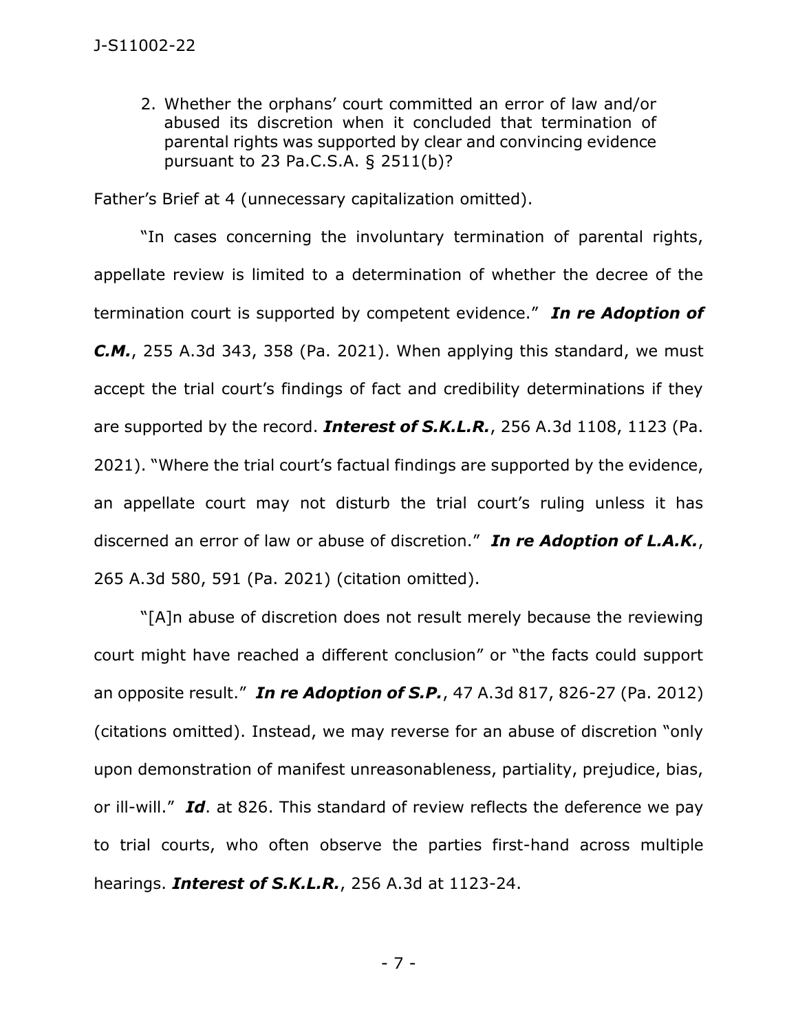2. Whether the orphans' court committed an error of law and/or abused its discretion when it concluded that termination of parental rights was supported by clear and convincing evidence pursuant to 23 Pa.C.S.A. § 2511(b)?

Father's Brief at 4 (unnecessary capitalization omitted).

"In cases concerning the involuntary termination of parental rights, appellate review is limited to a determination of whether the decree of the termination court is supported by competent evidence." ***In re Adoption of C.M.***, 255 A.3d 343, 358 (Pa. 2021). When applying this standard, we must accept the trial court's findings of fact and credibility determinations if they are supported by the record. ***Interest of S.K.L.R.***, 256 A.3d 1108, 1123 (Pa. 2021). "Where the trial court's factual findings are supported by the evidence, an appellate court may not disturb the trial court's ruling unless it has discerned an error of law or abuse of discretion." ***In re Adoption of L.A.K.***, 265 A.3d 580, 591 (Pa. 2021) (citation omitted).

"[A]n abuse of discretion does not result merely because the reviewing court might have reached a different conclusion" or "the facts could support an opposite result." ***In re Adoption of S.P.***, 47 A.3d 817, 826-27 (Pa. 2012) (citations omitted). Instead, we may reverse for an abuse of discretion "only upon demonstration of manifest unreasonableness, partiality, prejudice, bias, or ill-will." ***Id***. at 826. This standard of review reflects the deference we pay to trial courts, who often observe the parties first-hand across multiple hearings. ***Interest of S.K.L.R.***, 256 A.3d at 1123-24.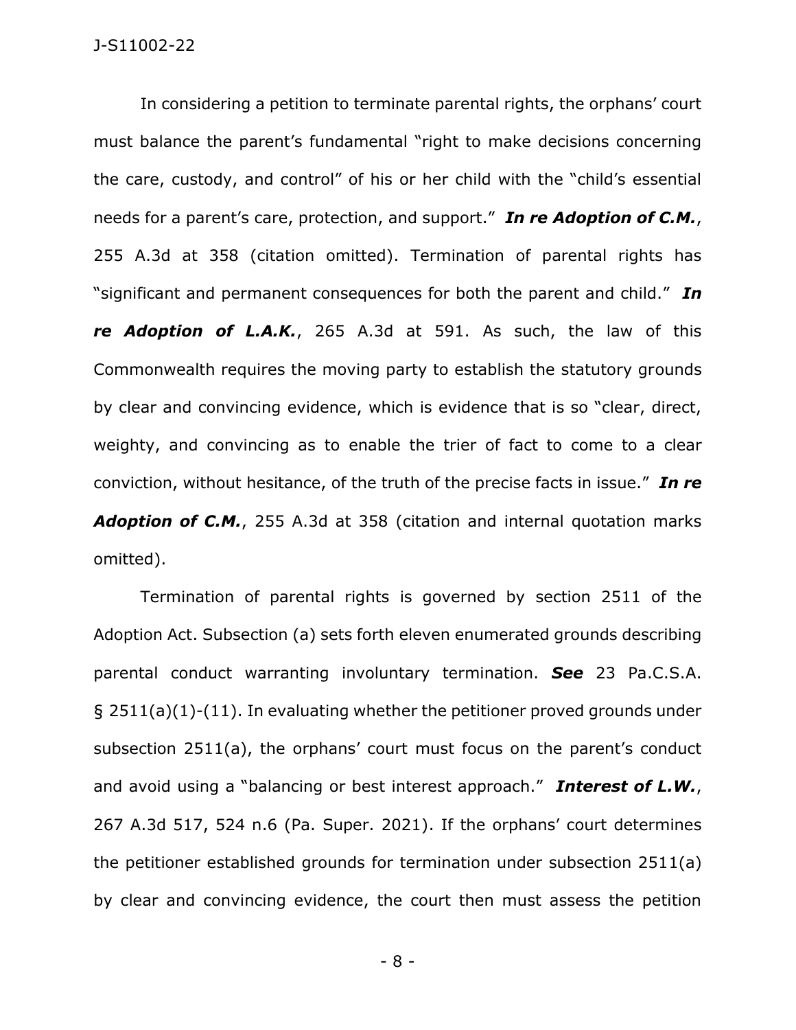In considering a petition to terminate parental rights, the orphans' court must balance the parent's fundamental "right to make decisions concerning the care, custody, and control" of his or her child with the "child's essential needs for a parent's care, protection, and support." ***In re Adoption of C.M.***, 255 A.3d at 358 (citation omitted). Termination of parental rights has "significant and permanent consequences for both the parent and child." ***In re Adoption of L.A.K.***, 265 A.3d at 591. As such, the law of this Commonwealth requires the moving party to establish the statutory grounds by clear and convincing evidence, which is evidence that is so "clear, direct, weighty, and convincing as to enable the trier of fact to come to a clear conviction, without hesitance, of the truth of the precise facts in issue." ***In re Adoption of C.M.***, 255 A.3d at 358 (citation and internal quotation marks omitted).

Termination of parental rights is governed by section 2511 of the Adoption Act. Subsection (a) sets forth eleven enumerated grounds describing parental conduct warranting involuntary termination. ***See*** 23 Pa.C.S.A. § 2511(a)(1)-(11). In evaluating whether the petitioner proved grounds under subsection 2511(a), the orphans' court must focus on the parent's conduct and avoid using a "balancing or best interest approach." ***Interest of L.W.***, 267 A.3d 517, 524 n.6 (Pa. Super. 2021). If the orphans' court determines the petitioner established grounds for termination under subsection 2511(a) by clear and convincing evidence, the court then must assess the petition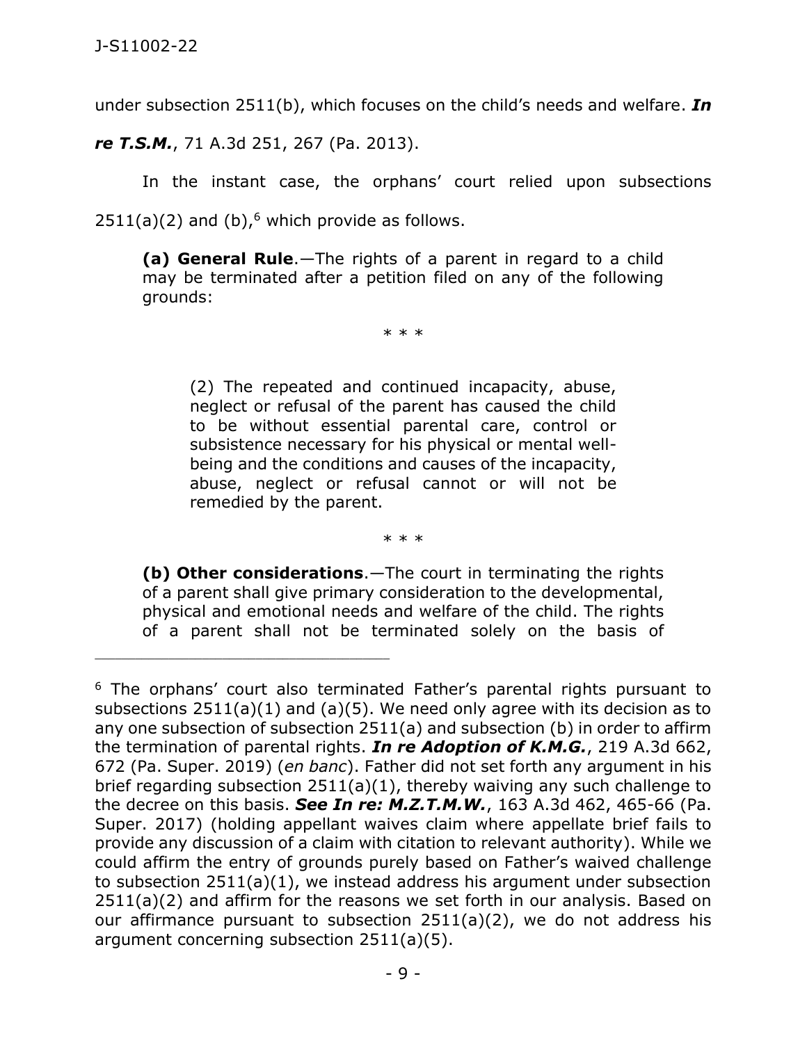under subsection 2511(b), which focuses on the child's needs and welfare. ***In re T.S.M.***, 71 A.3d 251, 267 (Pa. 2013).

In the instant case, the orphans' court relied upon subsections 2511(a)(2) and (b),[6] which provide as follows.

> **(a) General Rule**.—The rights of a parent in regard to a child may be terminated after a petition filed on any of the following grounds:
>
> \* \* \*
>
> > (2) The repeated and continued incapacity, abuse, neglect or refusal of the parent has caused the child to be without essential parental care, control or subsistence necessary for his physical or mental well-being and the conditions and causes of the incapacity, abuse, neglect or refusal cannot or will not be remedied by the parent.
>
> \* \* \*
>
> **(b) Other considerations**.—The court in terminating the rights of a parent shall give primary consideration to the developmental, physical and emotional needs and welfare of the child. The rights of a parent shall not be terminated solely on the basis of

---

[6] The orphans' court also terminated Father's parental rights pursuant to subsections 2511(a)(1) and (a)(5). We need only agree with its decision as to any one subsection of subsection 2511(a) and subsection (b) in order to affirm the termination of parental rights. ***In re Adoption of K.M.G.***, 219 A.3d 662, 672 (Pa. Super. 2019) (*en banc*). Father did not set forth any argument in his brief regarding subsection 2511(a)(1), thereby waiving any such challenge to the decree on this basis. ***See In re: M.Z.T.M.W.***, 163 A.3d 462, 465-66 (Pa. Super. 2017) (holding appellant waives claim where appellate brief fails to provide any discussion of a claim with citation to relevant authority). While we could affirm the entry of grounds purely based on Father's waived challenge to subsection 2511(a)(1), we instead address his argument under subsection 2511(a)(2) and affirm for the reasons we set forth in our analysis. Based on our affirmance pursuant to subsection 2511(a)(2), we do not address his argument concerning subsection 2511(a)(5).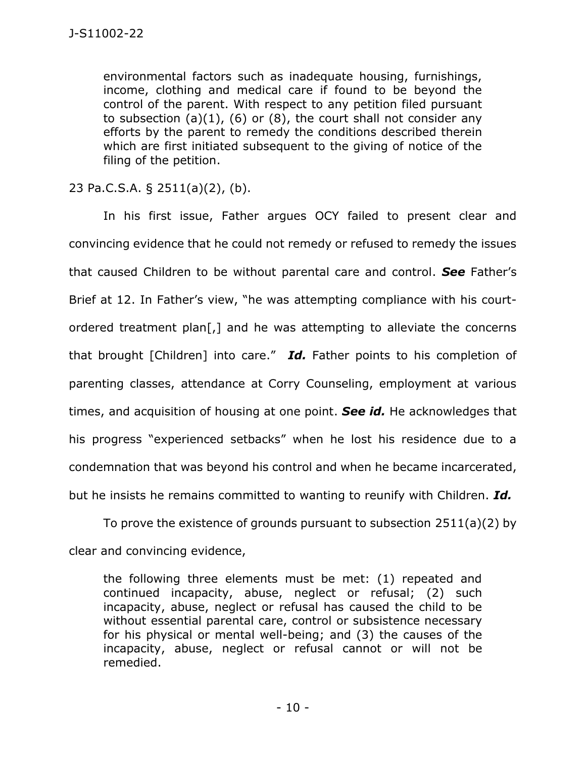> environmental factors such as inadequate housing, furnishings, income, clothing and medical care if found to be beyond the control of the parent. With respect to any petition filed pursuant to subsection (a)(1), (6) or (8), the court shall not consider any efforts by the parent to remedy the conditions described therein which are first initiated subsequent to the giving of notice of the filing of the petition.

23 Pa.C.S.A. § 2511(a)(2), (b).

In his first issue, Father argues OCY failed to present clear and convincing evidence that he could not remedy or refused to remedy the issues that caused Children to be without parental care and control. ***See*** Father's Brief at 12. In Father's view, "he was attempting compliance with his court-ordered treatment plan[,] and he was attempting to alleviate the concerns that brought [Children] into care." ***Id.*** Father points to his completion of parenting classes, attendance at Corry Counseling, employment at various times, and acquisition of housing at one point. ***See id.*** He acknowledges that his progress "experienced setbacks" when he lost his residence due to a condemnation that was beyond his control and when he became incarcerated, but he insists he remains committed to wanting to reunify with Children. ***Id.***

To prove the existence of grounds pursuant to subsection 2511(a)(2) by clear and convincing evidence,

> the following three elements must be met: (1) repeated and continued incapacity, abuse, neglect or refusal; (2) such incapacity, abuse, neglect or refusal has caused the child to be without essential parental care, control or subsistence necessary for his physical or mental well-being; and (3) the causes of the incapacity, abuse, neglect or refusal cannot or will not be remedied.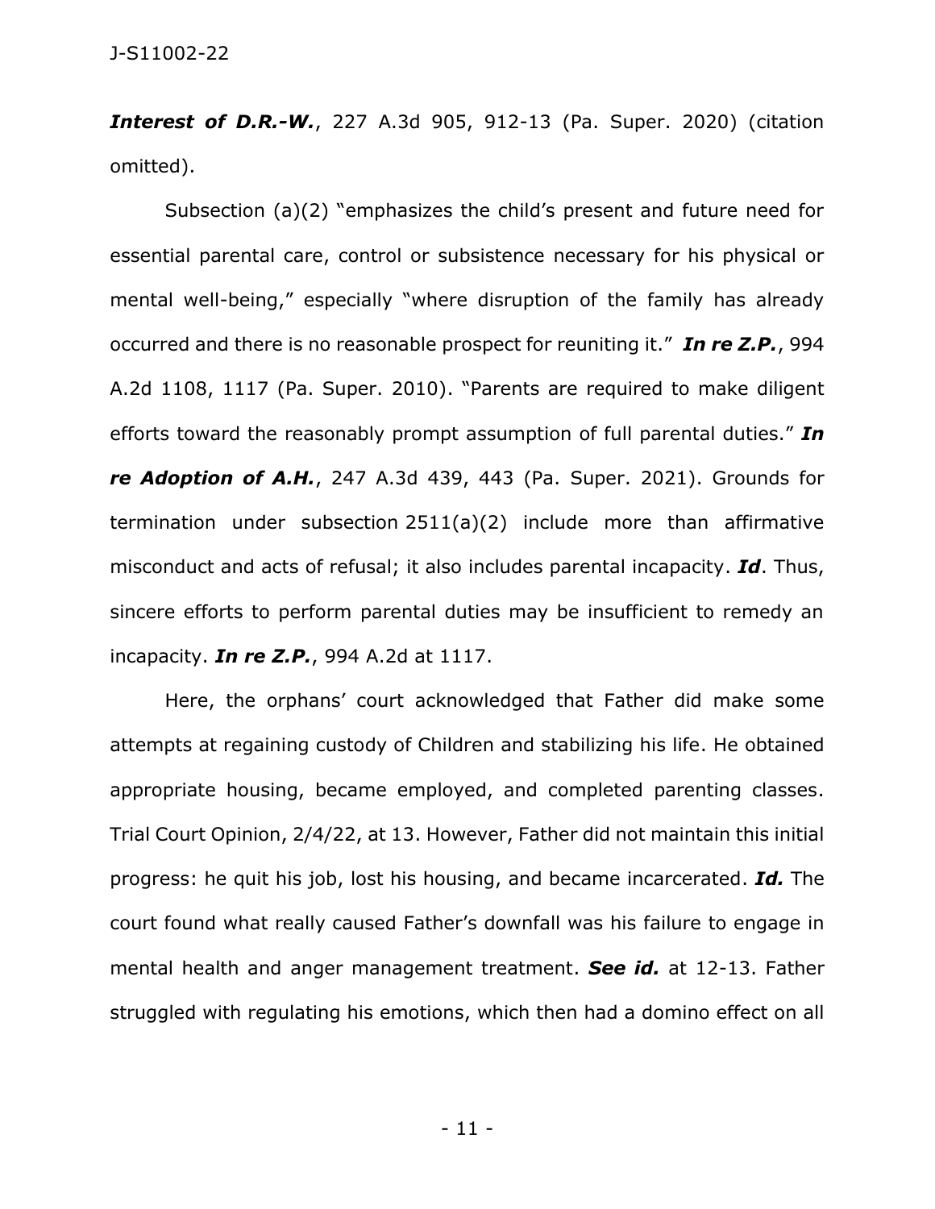***Interest of D.R.-W.***, 227 A.3d 905, 912-13 (Pa. Super. 2020) (citation omitted).

Subsection (a)(2) "emphasizes the child's present and future need for essential parental care, control or subsistence necessary for his physical or mental well-being," especially "where disruption of the family has already occurred and there is no reasonable prospect for reuniting it." ***In re Z.P.***, 994 A.2d 1108, 1117 (Pa. Super. 2010). "Parents are required to make diligent efforts toward the reasonably prompt assumption of full parental duties." ***In re Adoption of A.H.***, 247 A.3d 439, 443 (Pa. Super. 2021). Grounds for termination under subsection 2511(a)(2) include more than affirmative misconduct and acts of refusal; it also includes parental incapacity. ***Id***. Thus, sincere efforts to perform parental duties may be insufficient to remedy an incapacity. ***In re Z.P.***, 994 A.2d at 1117.

Here, the orphans' court acknowledged that Father did make some attempts at regaining custody of Children and stabilizing his life. He obtained appropriate housing, became employed, and completed parenting classes. Trial Court Opinion, 2/4/22, at 13. However, Father did not maintain this initial progress: he quit his job, lost his housing, and became incarcerated. ***Id.*** The court found what really caused Father's downfall was his failure to engage in mental health and anger management treatment. ***See id.*** at 12-13. Father struggled with regulating his emotions, which then had a domino effect on all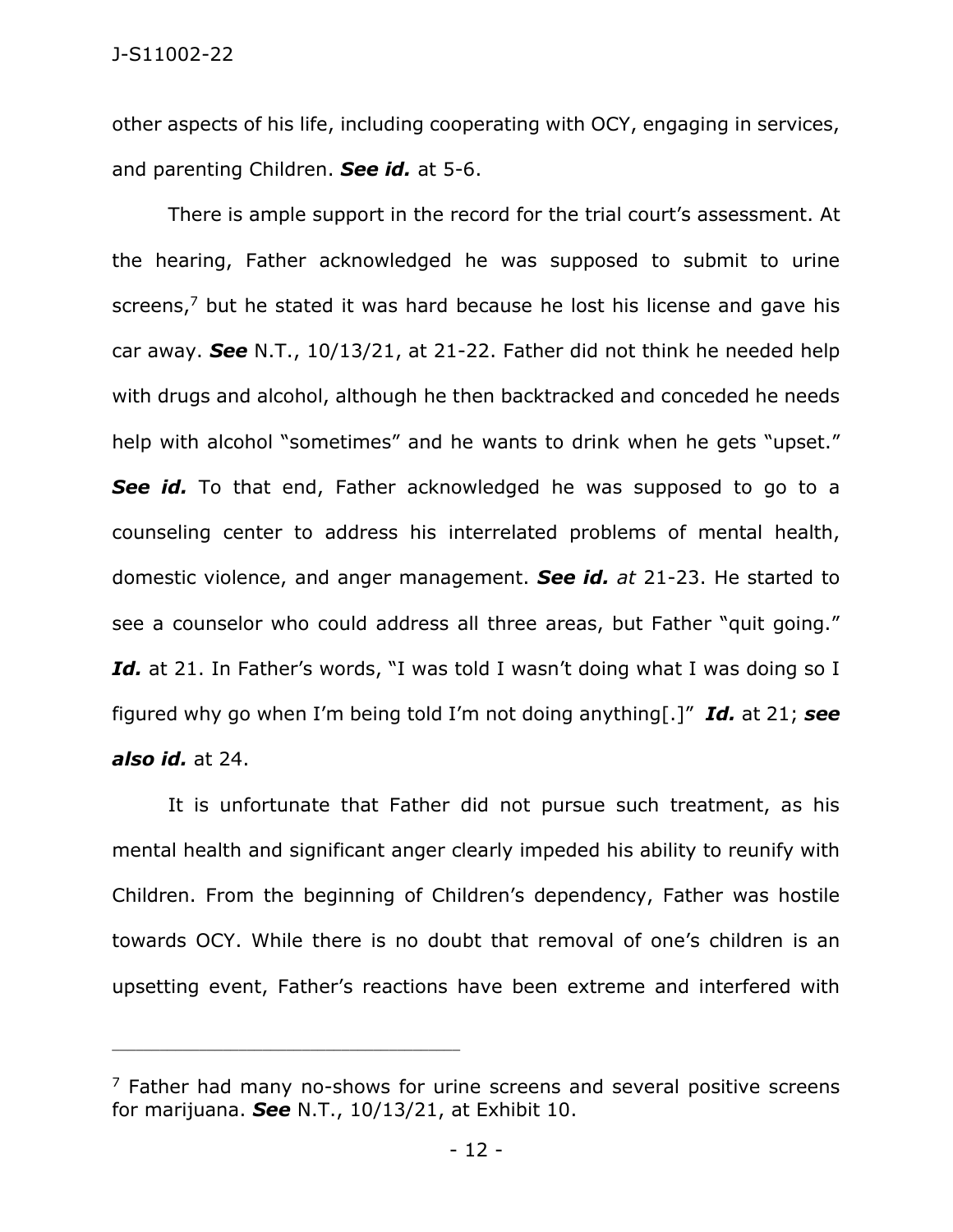other aspects of his life, including cooperating with OCY, engaging in services, and parenting Children. ***See id.*** at 5-6.

There is ample support in the record for the trial court's assessment. At the hearing, Father acknowledged he was supposed to submit to urine screens,[7] but he stated it was hard because he lost his license and gave his car away. ***See*** N.T., 10/13/21, at 21-22. Father did not think he needed help with drugs and alcohol, although he then backtracked and conceded he needs help with alcohol "sometimes" and he wants to drink when he gets "upset." ***See id.*** To that end, Father acknowledged he was supposed to go to a counseling center to address his interrelated problems of mental health, domestic violence, and anger management. ***See id.*** *at* 21-23. He started to see a counselor who could address all three areas, but Father "quit going." ***Id.*** at 21. In Father's words, "I was told I wasn't doing what I was doing so I figured why go when I'm being told I'm not doing anything[.]" ***Id.*** at 21; ***see also id.*** at 24.

It is unfortunate that Father did not pursue such treatment, as his mental health and significant anger clearly impeded his ability to reunify with Children. From the beginning of Children's dependency, Father was hostile towards OCY. While there is no doubt that removal of one's children is an upsetting event, Father's reactions have been extreme and interfered with

---

[7] Father had many no-shows for urine screens and several positive screens for marijuana. ***See*** N.T., 10/13/21, at Exhibit 10.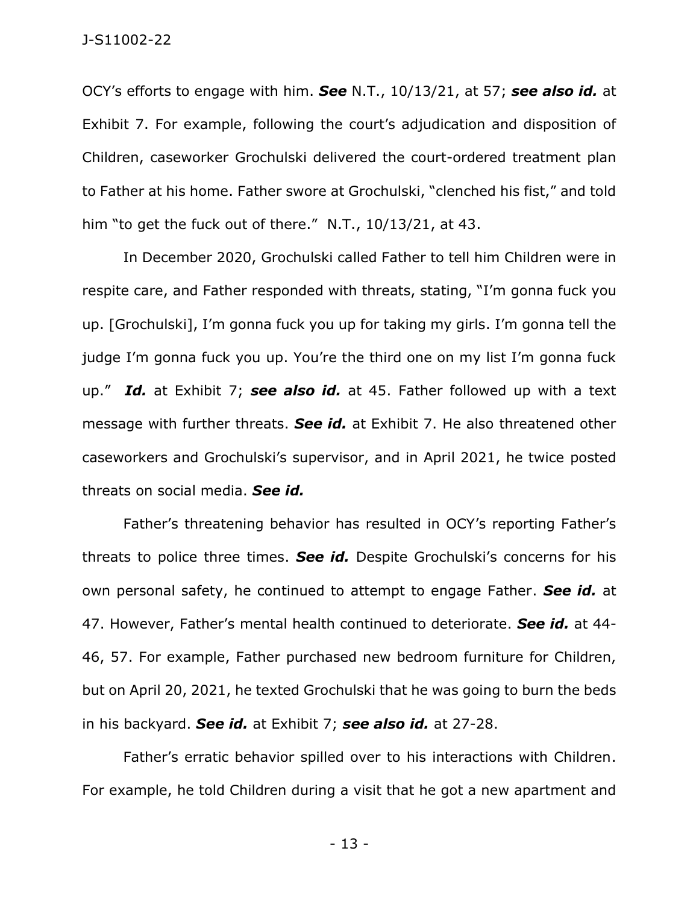OCY's efforts to engage with him. ***See*** N.T., 10/13/21, at 57; ***see also id.*** at Exhibit 7. For example, following the court's adjudication and disposition of Children, caseworker Grochulski delivered the court-ordered treatment plan to Father at his home. Father swore at Grochulski, "clenched his fist," and told him "to get the fuck out of there." N.T., 10/13/21, at 43.

In December 2020, Grochulski called Father to tell him Children were in respite care, and Father responded with threats, stating, "I'm gonna fuck you up. [Grochulski], I'm gonna fuck you up for taking my girls. I'm gonna tell the judge I'm gonna fuck you up. You're the third one on my list I'm gonna fuck up." ***Id.*** at Exhibit 7; ***see also id.*** at 45. Father followed up with a text message with further threats. ***See id.*** at Exhibit 7. He also threatened other caseworkers and Grochulski's supervisor, and in April 2021, he twice posted threats on social media. ***See id.***

Father's threatening behavior has resulted in OCY's reporting Father's threats to police three times. ***See id.*** Despite Grochulski's concerns for his own personal safety, he continued to attempt to engage Father. ***See id.*** at 47. However, Father's mental health continued to deteriorate. ***See id.*** at 44-46, 57. For example, Father purchased new bedroom furniture for Children, but on April 20, 2021, he texted Grochulski that he was going to burn the beds in his backyard. ***See id.*** at Exhibit 7; ***see also id.*** at 27-28.

Father's erratic behavior spilled over to his interactions with Children. For example, he told Children during a visit that he got a new apartment and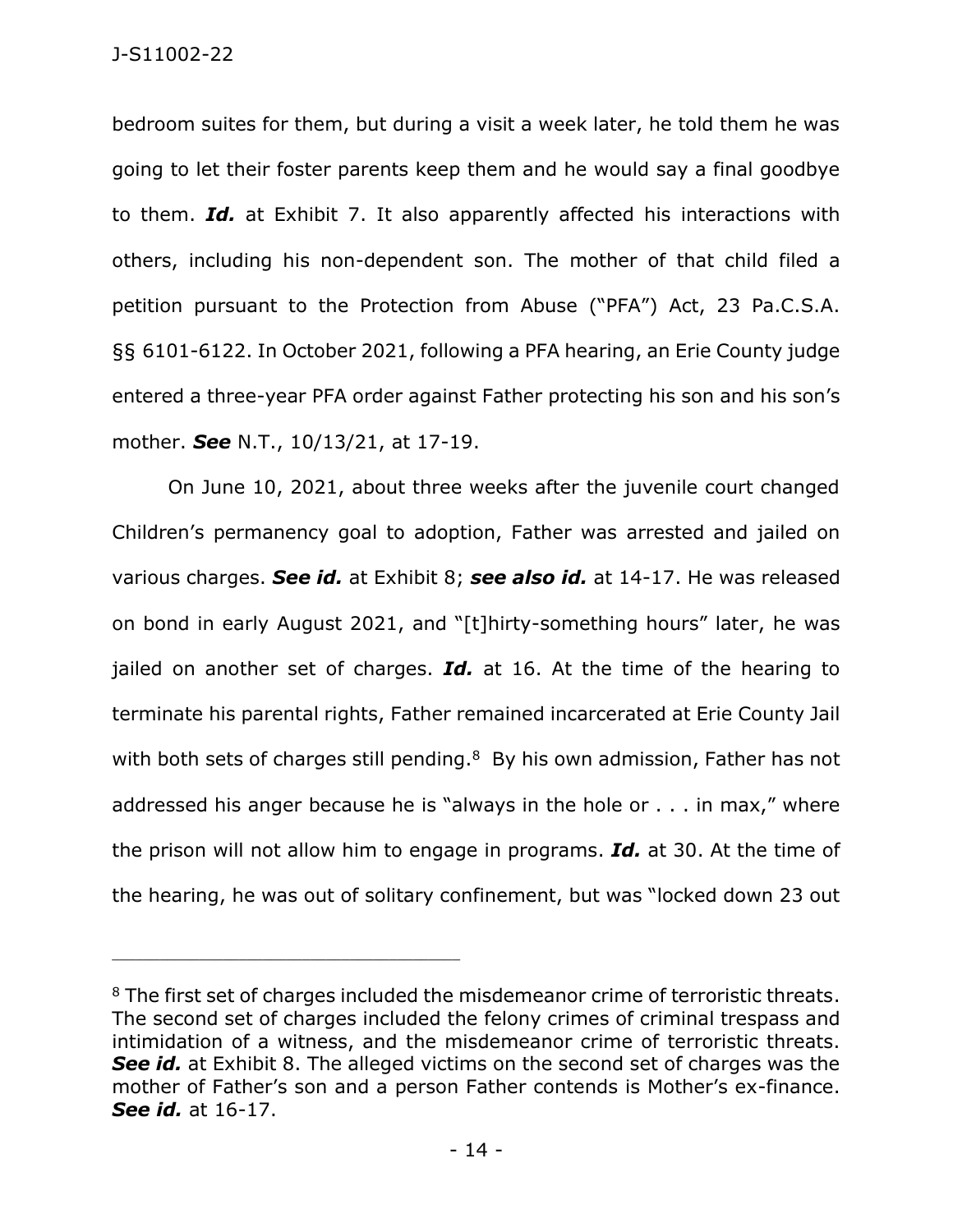bedroom suites for them, but during a visit a week later, he told them he was going to let their foster parents keep them and he would say a final goodbye to them. ***Id.*** at Exhibit 7. It also apparently affected his interactions with others, including his non-dependent son. The mother of that child filed a petition pursuant to the Protection from Abuse ("PFA") Act, 23 Pa.C.S.A. §§ 6101-6122. In October 2021, following a PFA hearing, an Erie County judge entered a three-year PFA order against Father protecting his son and his son's mother. ***See*** N.T., 10/13/21, at 17-19.

On June 10, 2021, about three weeks after the juvenile court changed Children's permanency goal to adoption, Father was arrested and jailed on various charges. ***See id.*** at Exhibit 8; ***see also id.*** at 14-17. He was released on bond in early August 2021, and "[t]hirty-something hours" later, he was jailed on another set of charges. ***Id.*** at 16. At the time of the hearing to terminate his parental rights, Father remained incarcerated at Erie County Jail with both sets of charges still pending.[8] By his own admission, Father has not addressed his anger because he is "always in the hole or . . . in max," where the prison will not allow him to engage in programs. ***Id.*** at 30. At the time of the hearing, he was out of solitary confinement, but was "locked down 23 out

---

[8] The first set of charges included the misdemeanor crime of terroristic threats. The second set of charges included the felony crimes of criminal trespass and intimidation of a witness, and the misdemeanor crime of terroristic threats. ***See id.*** at Exhibit 8. The alleged victims on the second set of charges was the mother of Father's son and a person Father contends is Mother's ex-finance. ***See id.*** at 16-17.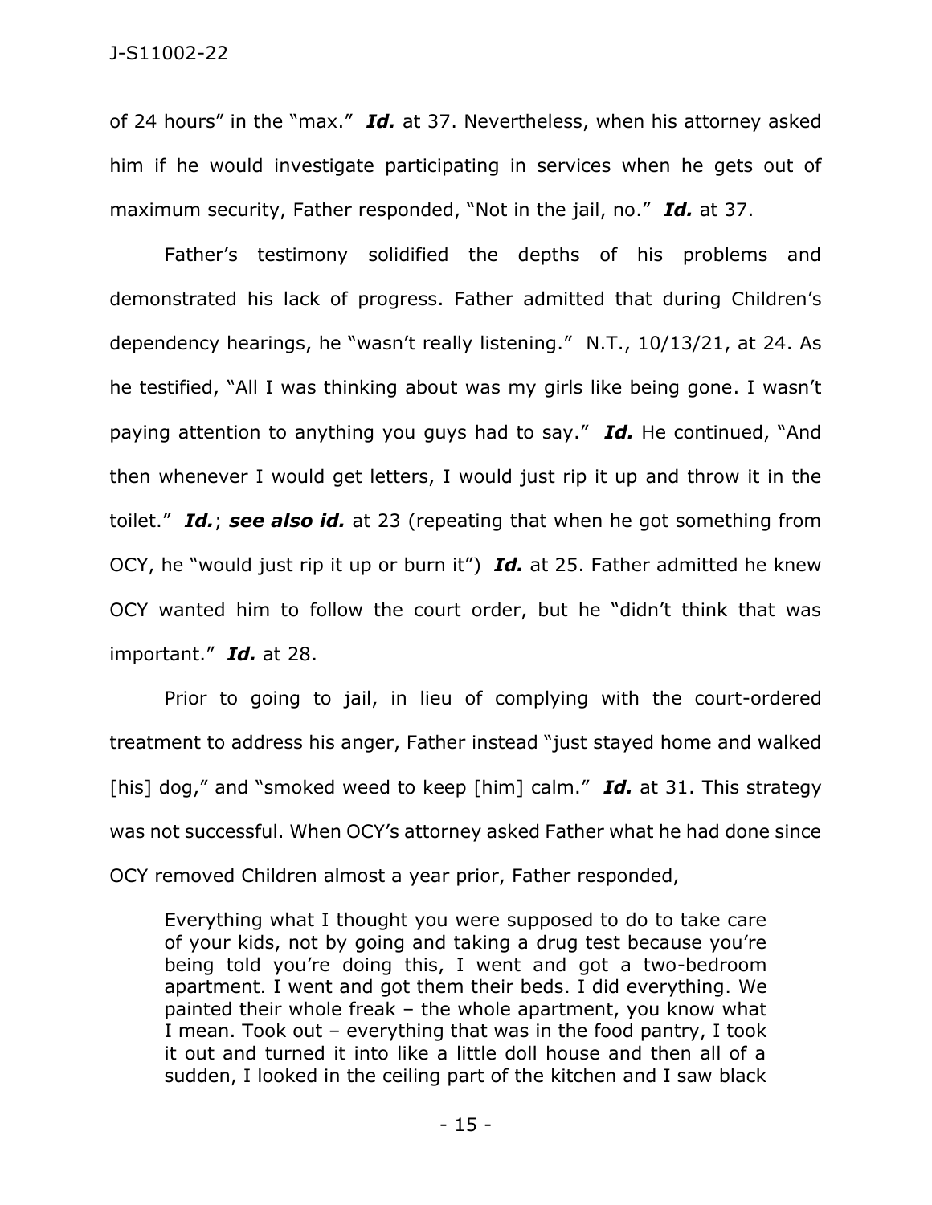of 24 hours" in the "max." ***Id.*** at 37. Nevertheless, when his attorney asked him if he would investigate participating in services when he gets out of maximum security, Father responded, "Not in the jail, no." ***Id.*** at 37.

Father's testimony solidified the depths of his problems and demonstrated his lack of progress. Father admitted that during Children's dependency hearings, he "wasn't really listening." N.T., 10/13/21, at 24. As he testified, "All I was thinking about was my girls like being gone. I wasn't paying attention to anything you guys had to say." ***Id.*** He continued, "And then whenever I would get letters, I would just rip it up and throw it in the toilet." ***Id.***; ***see also id.*** at 23 (repeating that when he got something from OCY, he "would just rip it up or burn it") ***Id.*** at 25. Father admitted he knew OCY wanted him to follow the court order, but he "didn't think that was important." ***Id.*** at 28.

Prior to going to jail, in lieu of complying with the court-ordered treatment to address his anger, Father instead "just stayed home and walked [his] dog," and "smoked weed to keep [him] calm." ***Id.*** at 31. This strategy was not successful. When OCY's attorney asked Father what he had done since OCY removed Children almost a year prior, Father responded,

> Everything what I thought you were supposed to do to take care of your kids, not by going and taking a drug test because you're being told you're doing this, I went and got a two-bedroom apartment. I went and got them their beds. I did everything. We painted their whole freak – the whole apartment, you know what I mean. Took out – everything that was in the food pantry, I took it out and turned it into like a little doll house and then all of a sudden, I looked in the ceiling part of the kitchen and I saw black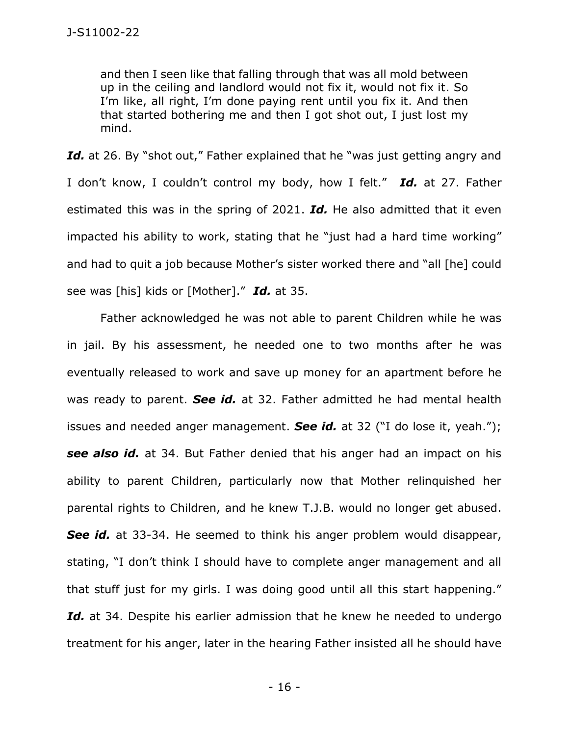> and then I seen like that falling through that was all mold between up in the ceiling and landlord would not fix it, would not fix it. So I'm like, all right, I'm done paying rent until you fix it. And then that started bothering me and then I got shot out, I just lost my mind.

***Id.*** at 26. By "shot out," Father explained that he "was just getting angry and I don't know, I couldn't control my body, how I felt." ***Id.*** at 27. Father estimated this was in the spring of 2021. ***Id.*** He also admitted that it even impacted his ability to work, stating that he "just had a hard time working" and had to quit a job because Mother's sister worked there and "all [he] could see was [his] kids or [Mother]." ***Id.*** at 35.

Father acknowledged he was not able to parent Children while he was in jail. By his assessment, he needed one to two months after he was eventually released to work and save up money for an apartment before he was ready to parent. ***See id.*** at 32. Father admitted he had mental health issues and needed anger management. ***See id.*** at 32 ("I do lose it, yeah."); ***see also id.*** at 34. But Father denied that his anger had an impact on his ability to parent Children, particularly now that Mother relinquished her parental rights to Children, and he knew T.J.B. would no longer get abused. ***See id.*** at 33-34. He seemed to think his anger problem would disappear, stating, "I don't think I should have to complete anger management and all that stuff just for my girls. I was doing good until all this start happening." ***Id.*** at 34. Despite his earlier admission that he knew he needed to undergo treatment for his anger, later in the hearing Father insisted all he should have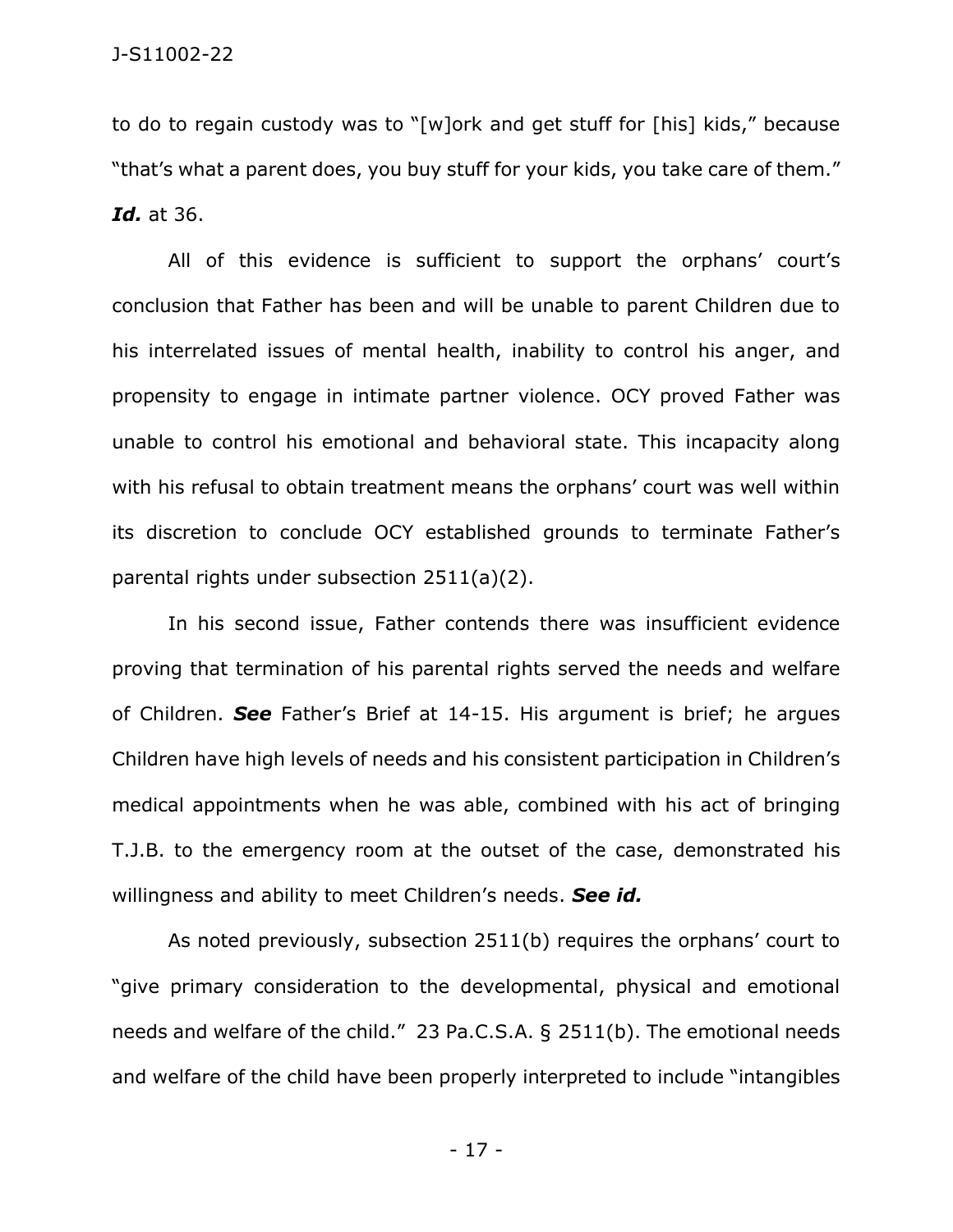to do to regain custody was to "[w]ork and get stuff for [his] kids," because "that's what a parent does, you buy stuff for your kids, you take care of them." ***Id.*** at 36.

All of this evidence is sufficient to support the orphans' court's conclusion that Father has been and will be unable to parent Children due to his interrelated issues of mental health, inability to control his anger, and propensity to engage in intimate partner violence. OCY proved Father was unable to control his emotional and behavioral state. This incapacity along with his refusal to obtain treatment means the orphans' court was well within its discretion to conclude OCY established grounds to terminate Father's parental rights under subsection 2511(a)(2).

In his second issue, Father contends there was insufficient evidence proving that termination of his parental rights served the needs and welfare of Children. ***See*** Father's Brief at 14-15. His argument is brief; he argues Children have high levels of needs and his consistent participation in Children's medical appointments when he was able, combined with his act of bringing T.J.B. to the emergency room at the outset of the case, demonstrated his willingness and ability to meet Children's needs. ***See id.***

As noted previously, subsection 2511(b) requires the orphans' court to "give primary consideration to the developmental, physical and emotional needs and welfare of the child." 23 Pa.C.S.A. § 2511(b). The emotional needs and welfare of the child have been properly interpreted to include "intangibles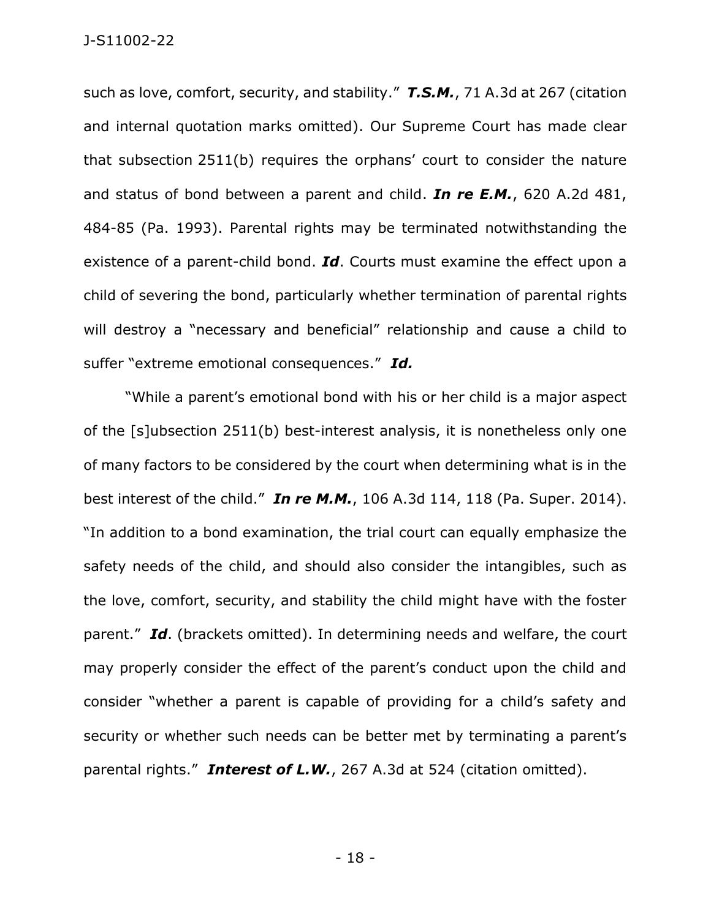such as love, comfort, security, and stability." ***T.S.M.***, 71 A.3d at 267 (citation and internal quotation marks omitted). Our Supreme Court has made clear that subsection 2511(b) requires the orphans' court to consider the nature and status of bond between a parent and child. ***In re E.M.***, 620 A.2d 481, 484-85 (Pa. 1993). Parental rights may be terminated notwithstanding the existence of a parent-child bond. ***Id***. Courts must examine the effect upon a child of severing the bond, particularly whether termination of parental rights will destroy a "necessary and beneficial" relationship and cause a child to suffer "extreme emotional consequences." ***Id.***

"While a parent's emotional bond with his or her child is a major aspect of the [s]ubsection 2511(b) best-interest analysis, it is nonetheless only one of many factors to be considered by the court when determining what is in the best interest of the child." ***In re M.M.***, 106 A.3d 114, 118 (Pa. Super. 2014). "In addition to a bond examination, the trial court can equally emphasize the safety needs of the child, and should also consider the intangibles, such as the love, comfort, security, and stability the child might have with the foster parent." ***Id***. (brackets omitted). In determining needs and welfare, the court may properly consider the effect of the parent's conduct upon the child and consider "whether a parent is capable of providing for a child's safety and security or whether such needs can be better met by terminating a parent's parental rights." ***Interest of L.W.***, 267 A.3d at 524 (citation omitted).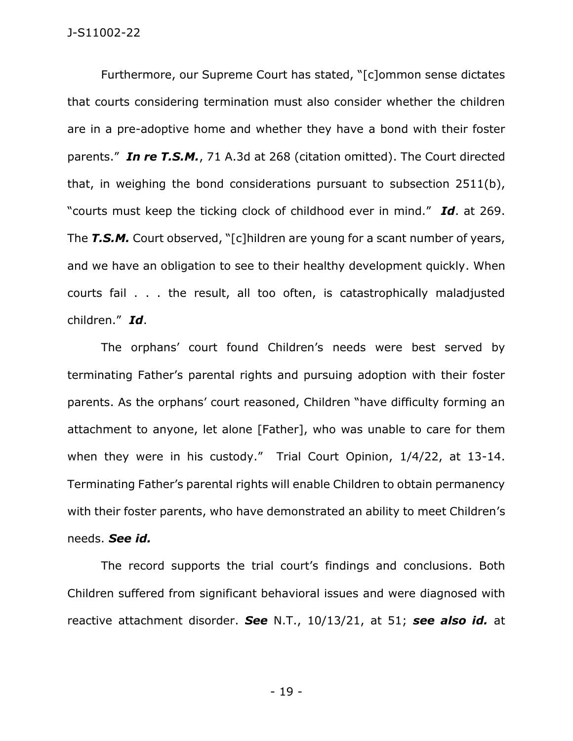Furthermore, our Supreme Court has stated, "[c]ommon sense dictates that courts considering termination must also consider whether the children are in a pre-adoptive home and whether they have a bond with their foster parents." ***In re T.S.M.***, 71 A.3d at 268 (citation omitted). The Court directed that, in weighing the bond considerations pursuant to subsection 2511(b), "courts must keep the ticking clock of childhood ever in mind." ***Id***. at 269. The ***T.S.M.*** Court observed, "[c]hildren are young for a scant number of years, and we have an obligation to see to their healthy development quickly. When courts fail . . . the result, all too often, is catastrophically maladjusted children." ***Id***.

The orphans' court found Children's needs were best served by terminating Father's parental rights and pursuing adoption with their foster parents. As the orphans' court reasoned, Children "have difficulty forming an attachment to anyone, let alone [Father], who was unable to care for them when they were in his custody." Trial Court Opinion, 1/4/22, at 13-14. Terminating Father's parental rights will enable Children to obtain permanency with their foster parents, who have demonstrated an ability to meet Children's needs. ***See id.***

The record supports the trial court's findings and conclusions. Both Children suffered from significant behavioral issues and were diagnosed with reactive attachment disorder. ***See*** N.T., 10/13/21, at 51; ***see also id.*** at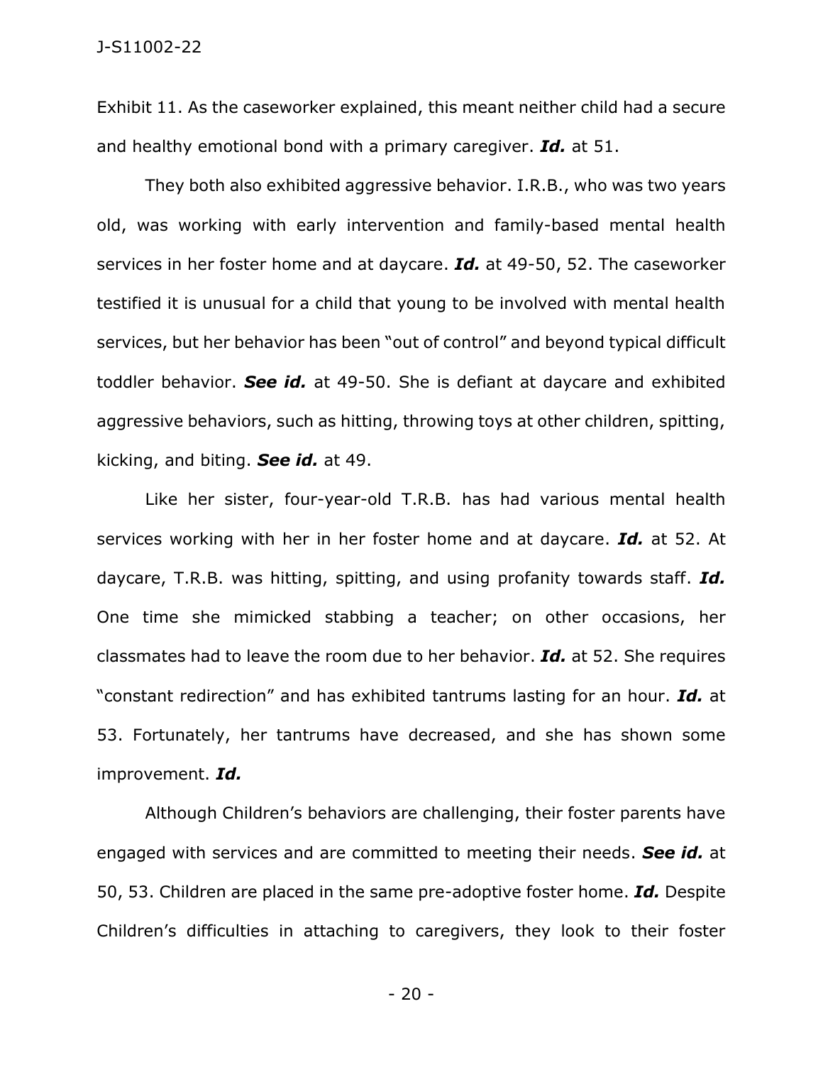Exhibit 11. As the caseworker explained, this meant neither child had a secure and healthy emotional bond with a primary caregiver. ***Id.*** at 51.

They both also exhibited aggressive behavior. I.R.B., who was two years old, was working with early intervention and family-based mental health services in her foster home and at daycare. ***Id.*** at 49-50, 52. The caseworker testified it is unusual for a child that young to be involved with mental health services, but her behavior has been "out of control" and beyond typical difficult toddler behavior. ***See id.*** at 49-50. She is defiant at daycare and exhibited aggressive behaviors, such as hitting, throwing toys at other children, spitting, kicking, and biting. ***See id.*** at 49.

Like her sister, four-year-old T.R.B. has had various mental health services working with her in her foster home and at daycare. ***Id.*** at 52. At daycare, T.R.B. was hitting, spitting, and using profanity towards staff. ***Id.*** One time she mimicked stabbing a teacher; on other occasions, her classmates had to leave the room due to her behavior. ***Id.*** at 52. She requires "constant redirection" and has exhibited tantrums lasting for an hour. ***Id.*** at 53. Fortunately, her tantrums have decreased, and she has shown some improvement. ***Id.***

Although Children's behaviors are challenging, their foster parents have engaged with services and are committed to meeting their needs. ***See id.*** at 50, 53. Children are placed in the same pre-adoptive foster home. ***Id.*** Despite Children's difficulties in attaching to caregivers, they look to their foster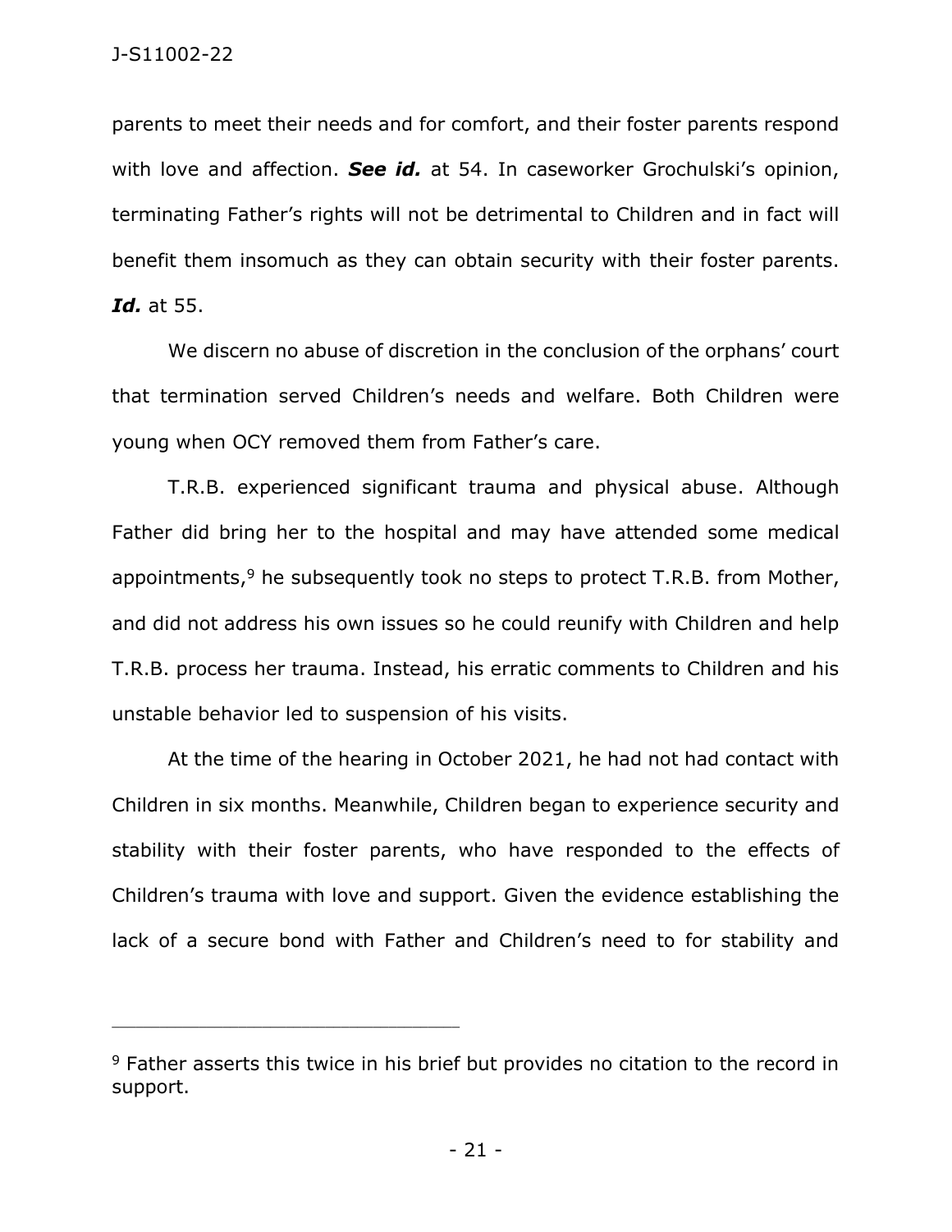parents to meet their needs and for comfort, and their foster parents respond with love and affection. ***See id.*** at 54. In caseworker Grochulski's opinion, terminating Father's rights will not be detrimental to Children and in fact will benefit them insomuch as they can obtain security with their foster parents. ***Id.*** at 55.

We discern no abuse of discretion in the conclusion of the orphans' court that termination served Children's needs and welfare. Both Children were young when OCY removed them from Father's care.

T.R.B. experienced significant trauma and physical abuse. Although Father did bring her to the hospital and may have attended some medical appointments,[9] he subsequently took no steps to protect T.R.B. from Mother, and did not address his own issues so he could reunify with Children and help T.R.B. process her trauma. Instead, his erratic comments to Children and his unstable behavior led to suspension of his visits.

At the time of the hearing in October 2021, he had not had contact with Children in six months. Meanwhile, Children began to experience security and stability with their foster parents, who have responded to the effects of Children's trauma with love and support. Given the evidence establishing the lack of a secure bond with Father and Children's need to for stability and

---

[9] Father asserts this twice in his brief but provides no citation to the record in support.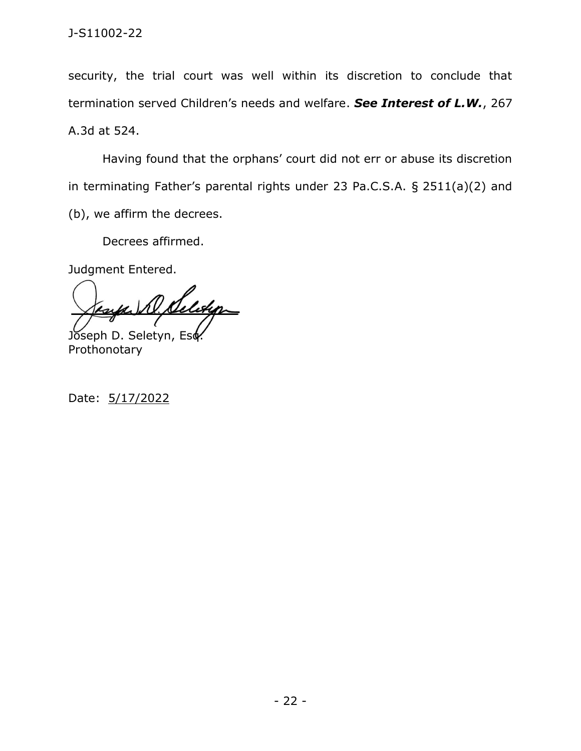security, the trial court was well within its discretion to conclude that termination served Children's needs and welfare. ***See Interest of L.W.***, 267 A.3d at 524.

Having found that the orphans' court did not err or abuse its discretion in terminating Father's parental rights under 23 Pa.C.S.A. § 2511(a)(2) and (b), we affirm the decrees.

Decrees affirmed.

Judgment Entered.

Joseph D. Seletyn, Esq.
Prothonotary

Date: 5/17/2022